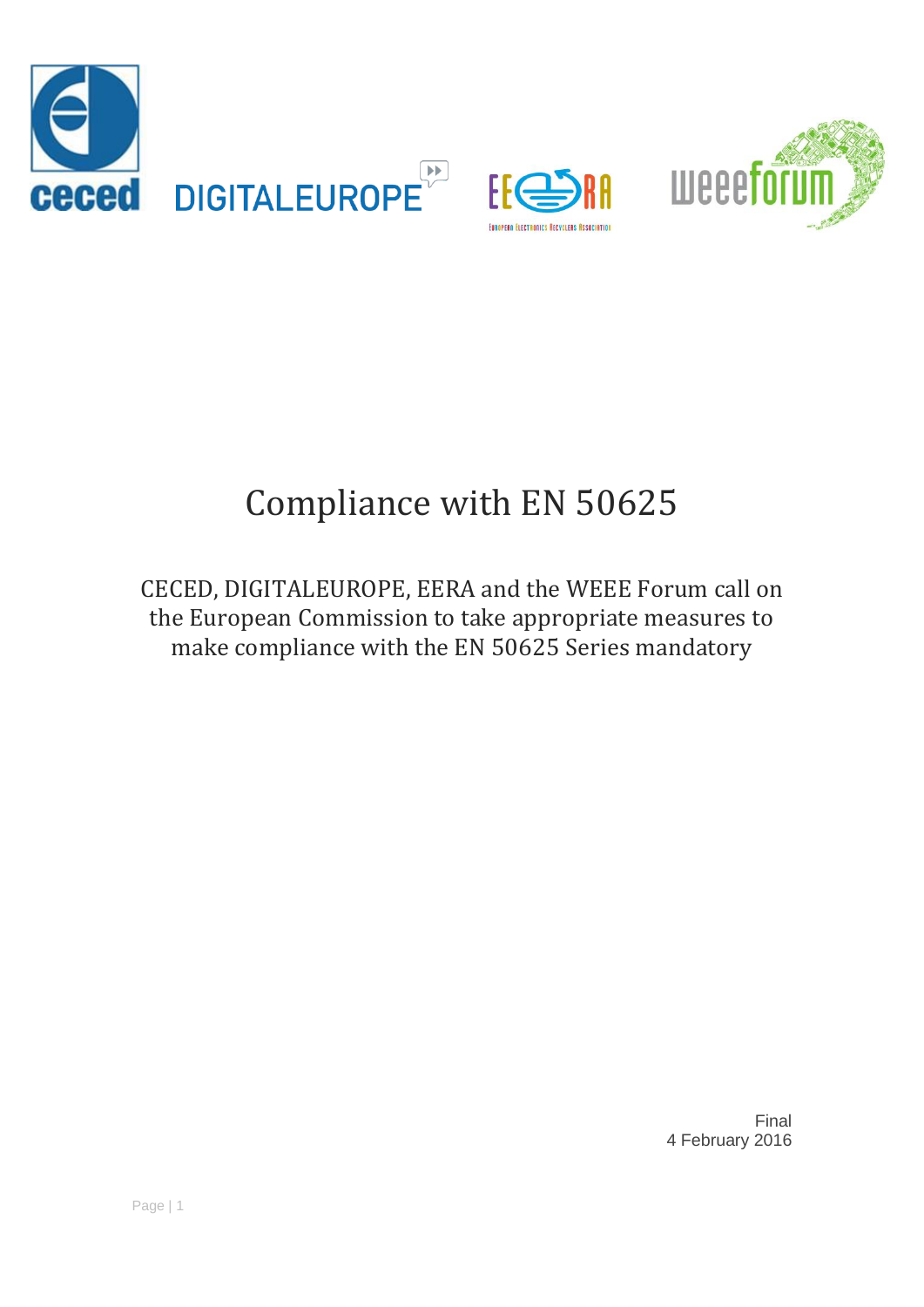# Compliance with EN 50625

CECED, DIGITALEUROPE, EERA and the WEEE Forum call on the European Commission to take appropriate measures to make compliance with the EN 50625 Series mandatory

Final
4 February 2016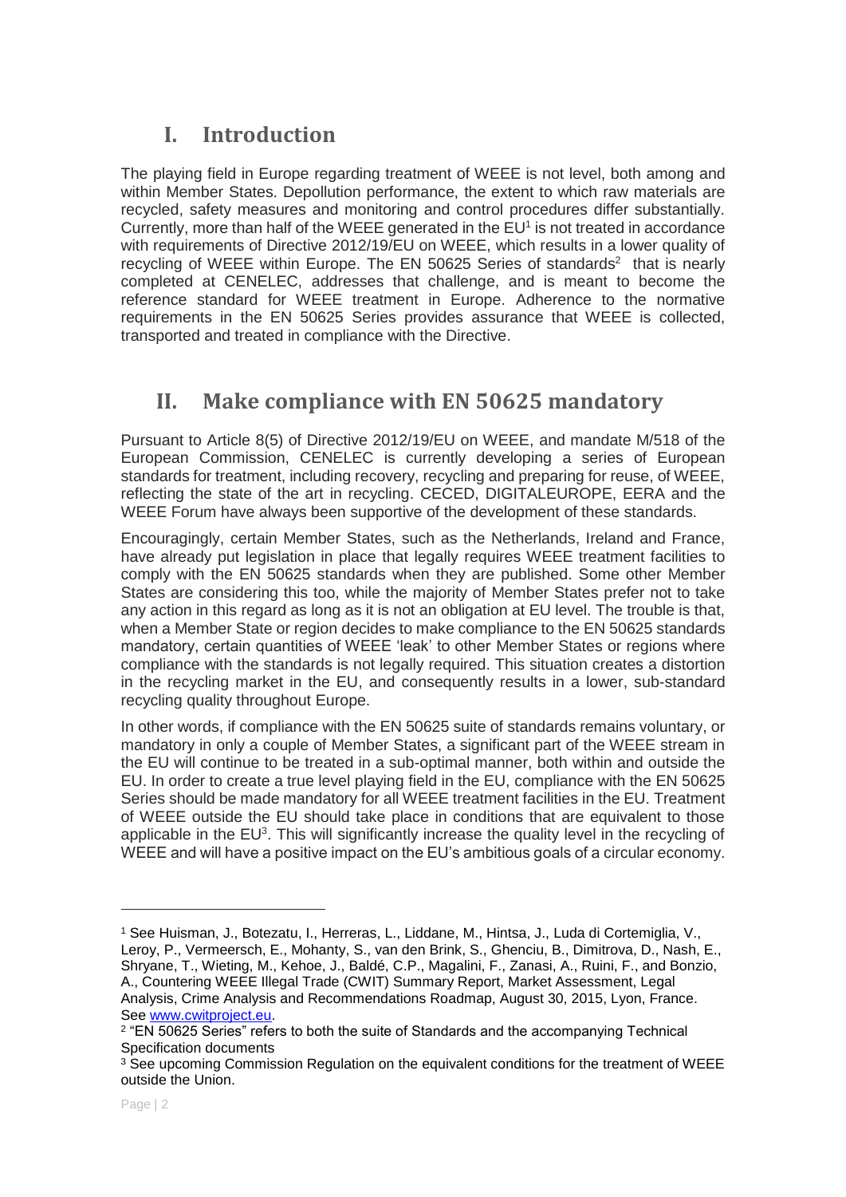# I. Introduction

The playing field in Europe regarding treatment of WEEE is not level, both among and within Member States. Depollution performance, the extent to which raw materials are recycled, safety measures and monitoring and control procedures differ substantially. Currently, more than half of the WEEE generated in the EU[1] is not treated in accordance with requirements of Directive 2012/19/EU on WEEE, which results in a lower quality of recycling of WEEE within Europe. The EN 50625 Series of standards[2] that is nearly completed at CENELEC, addresses that challenge, and is meant to become the reference standard for WEEE treatment in Europe. Adherence to the normative requirements in the EN 50625 Series provides assurance that WEEE is collected, transported and treated in compliance with the Directive.

# II. Make compliance with EN 50625 mandatory

Pursuant to Article 8(5) of Directive 2012/19/EU on WEEE, and mandate M/518 of the European Commission, CENELEC is currently developing a series of European standards for treatment, including recovery, recycling and preparing for reuse, of WEEE, reflecting the state of the art in recycling. CECED, DIGITALEUROPE, EERA and the WEEE Forum have always been supportive of the development of these standards.

Encouragingly, certain Member States, such as the Netherlands, Ireland and France, have already put legislation in place that legally requires WEEE treatment facilities to comply with the EN 50625 standards when they are published. Some other Member States are considering this too, while the majority of Member States prefer not to take any action in this regard as long as it is not an obligation at EU level. The trouble is that, when a Member State or region decides to make compliance to the EN 50625 standards mandatory, certain quantities of WEEE 'leak' to other Member States or regions where compliance with the standards is not legally required. This situation creates a distortion in the recycling market in the EU, and consequently results in a lower, sub-standard recycling quality throughout Europe.

In other words, if compliance with the EN 50625 suite of standards remains voluntary, or mandatory in only a couple of Member States, a significant part of the WEEE stream in the EU will continue to be treated in a sub-optimal manner, both within and outside the EU. In order to create a true level playing field in the EU, compliance with the EN 50625 Series should be made mandatory for all WEEE treatment facilities in the EU. Treatment of WEEE outside the EU should take place in conditions that are equivalent to those applicable in the EU[3]. This will significantly increase the quality level in the recycling of WEEE and will have a positive impact on the EU's ambitious goals of a circular economy.

---

[1] See Huisman, J., Botezatu, I., Herreras, L., Liddane, M., Hintsa, J., Luda di Cortemiglia, V., Leroy, P., Vermeersch, E., Mohanty, S., van den Brink, S., Ghenciu, B., Dimitrova, D., Nash, E., Shryane, T., Wieting, M., Kehoe, J., Baldé, C.P., Magalini, F., Zanasi, A., Ruini, F., and Bonzio, A., Countering WEEE Illegal Trade (CWIT) Summary Report, Market Assessment, Legal Analysis, Crime Analysis and Recommendations Roadmap, August 30, 2015, Lyon, France. See [www.cwitproject.eu](http://www.cwitproject.eu).

[2] "EN 50625 Series" refers to both the suite of Standards and the accompanying Technical Specification documents

[3] See upcoming Commission Regulation on the equivalent conditions for the treatment of WEEE outside the Union.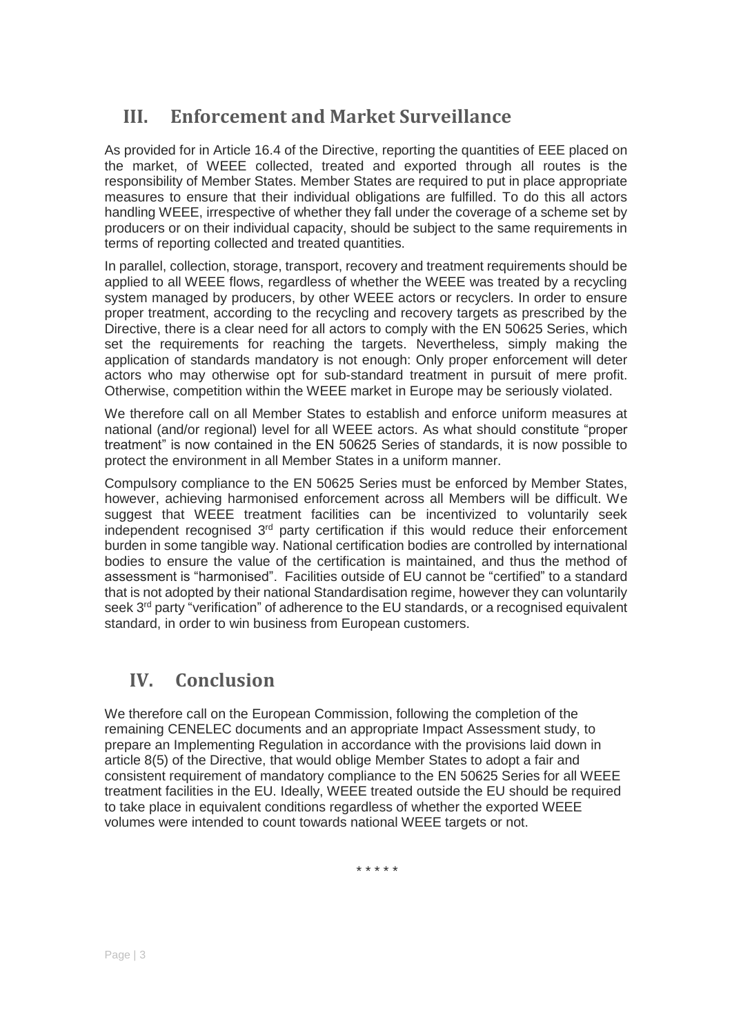## III. Enforcement and Market Surveillance

As provided for in Article 16.4 of the Directive, reporting the quantities of EEE placed on the market, of WEEE collected, treated and exported through all routes is the responsibility of Member States. Member States are required to put in place appropriate measures to ensure that their individual obligations are fulfilled. To do this all actors handling WEEE, irrespective of whether they fall under the coverage of a scheme set by producers or on their individual capacity, should be subject to the same requirements in terms of reporting collected and treated quantities.

In parallel, collection, storage, transport, recovery and treatment requirements should be applied to all WEEE flows, regardless of whether the WEEE was treated by a recycling system managed by producers, by other WEEE actors or recyclers. In order to ensure proper treatment, according to the recycling and recovery targets as prescribed by the Directive, there is a clear need for all actors to comply with the EN 50625 Series, which set the requirements for reaching the targets. Nevertheless, simply making the application of standards mandatory is not enough: Only proper enforcement will deter actors who may otherwise opt for sub-standard treatment in pursuit of mere profit. Otherwise, competition within the WEEE market in Europe may be seriously violated.

We therefore call on all Member States to establish and enforce uniform measures at national (and/or regional) level for all WEEE actors. As what should constitute "proper treatment" is now contained in the EN 50625 Series of standards, it is now possible to protect the environment in all Member States in a uniform manner.

Compulsory compliance to the EN 50625 Series must be enforced by Member States, however, achieving harmonised enforcement across all Members will be difficult. We suggest that WEEE treatment facilities can be incentivized to voluntarily seek independent recognised 3rd party certification if this would reduce their enforcement burden in some tangible way. National certification bodies are controlled by international bodies to ensure the value of the certification is maintained, and thus the method of assessment is "harmonised". Facilities outside of EU cannot be "certified" to a standard that is not adopted by their national Standardisation regime, however they can voluntarily seek 3rd party "verification" of adherence to the EU standards, or a recognised equivalent standard, in order to win business from European customers.

## IV. Conclusion

We therefore call on the European Commission, following the completion of the remaining CENELEC documents and an appropriate Impact Assessment study, to prepare an Implementing Regulation in accordance with the provisions laid down in article 8(5) of the Directive, that would oblige Member States to adopt a fair and consistent requirement of mandatory compliance to the EN 50625 Series for all WEEE treatment facilities in the EU. Ideally, WEEE treated outside the EU should be required to take place in equivalent conditions regardless of whether the exported WEEE volumes were intended to count towards national WEEE targets or not.

\* \* \* \* \*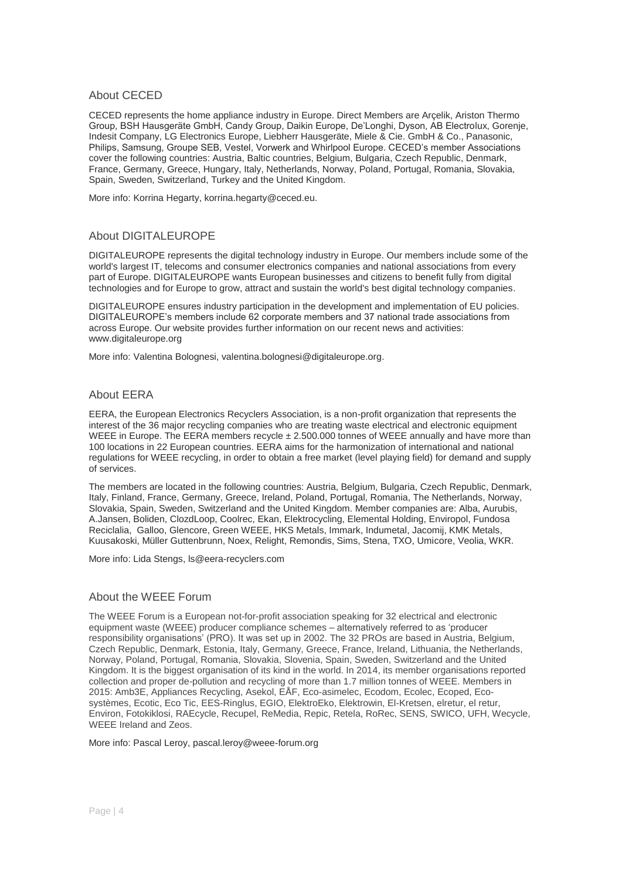## About CECED

CECED represents the home appliance industry in Europe. Direct Members are Arçelik, Ariston Thermo Group, BSH Hausgeräte GmbH, Candy Group, Daikin Europe, De'Longhi, Dyson, AB Electrolux, Gorenje, Indesit Company, LG Electronics Europe, Liebherr Hausgeräte, Miele & Cie. GmbH & Co., Panasonic, Philips, Samsung, Groupe SEB, Vestel, Vorwerk and Whirlpool Europe. CECED's member Associations cover the following countries: Austria, Baltic countries, Belgium, Bulgaria, Czech Republic, Denmark, France, Germany, Greece, Hungary, Italy, Netherlands, Norway, Poland, Portugal, Romania, Slovakia, Spain, Sweden, Switzerland, Turkey and the United Kingdom.

More info: Korrina Hegarty, korrina.hegarty@ceced.eu.

## About DIGITALEUROPE

DIGITALEUROPE represents the digital technology industry in Europe. Our members include some of the world's largest IT, telecoms and consumer electronics companies and national associations from every part of Europe. DIGITALEUROPE wants European businesses and citizens to benefit fully from digital technologies and for Europe to grow, attract and sustain the world's best digital technology companies.

DIGITALEUROPE ensures industry participation in the development and implementation of EU policies. DIGITALEUROPE's members include 62 corporate members and 37 national trade associations from across Europe. Our website provides further information on our recent news and activities: www.digitaleurope.org

More info: Valentina Bolognesi, valentina.bolognesi@digitaleurope.org.

## About EERA

EERA, the European Electronics Recyclers Association, is a non-profit organization that represents the interest of the 36 major recycling companies who are treating waste electrical and electronic equipment WEEE in Europe. The EERA members recycle ± 2.500.000 tonnes of WEEE annually and have more than 100 locations in 22 European countries. EERA aims for the harmonization of international and national regulations for WEEE recycling, in order to obtain a free market (level playing field) for demand and supply of services.

The members are located in the following countries: Austria, Belgium, Bulgaria, Czech Republic, Denmark, Italy, Finland, France, Germany, Greece, Ireland, Poland, Portugal, Romania, The Netherlands, Norway, Slovakia, Spain, Sweden, Switzerland and the United Kingdom. Member companies are: Alba, Aurubis, A.Jansen, Boliden, ClozdLoop, Coolrec, Ekan, Elektrocycling, Elemental Holding, Enviropol, Fundosa Reciclalia, Galloo, Glencore, Green WEEE, HKS Metals, Immark, Indumetal, Jacomij, KMK Metals, Kuusakoski, Müller Guttenbrunn, Noex, Relight, Remondis, Sims, Stena, TXO, Umicore, Veolia, WKR.

More info: Lida Stengs, ls@eera-recyclers.com

## About the WEEE Forum

The WEEE Forum is a European not-for-profit association speaking for 32 electrical and electronic equipment waste (WEEE) producer compliance schemes – alternatively referred to as 'producer responsibility organisations' (PRO). It was set up in 2002. The 32 PROs are based in Austria, Belgium, Czech Republic, Denmark, Estonia, Italy, Germany, Greece, France, Ireland, Lithuania, the Netherlands, Norway, Poland, Portugal, Romania, Slovakia, Slovenia, Spain, Sweden, Switzerland and the United Kingdom. It is the biggest organisation of its kind in the world. In 2014, its member organisations reported collection and proper de-pollution and recycling of more than 1.7 million tonnes of WEEE. Members in 2015: Amb3E, Appliances Recycling, Asekol, EÅF, Eco-asimelec, Ecodom, Ecolec, Ecoped, Eco-systèmes, Ecotic, Eco Tic, EES-Ringlus, EGIO, ElektroEko, Elektrowin, El-Kretsen, elretur, el retur, Environ, Fotokiklosi, RAEcycle, Recupel, ReMedia, Repic, Retela, RoRec, SENS, SWICO, UFH, Wecycle, WEEE Ireland and Zeos.

More info: Pascal Leroy, pascal.leroy@weee-forum.org